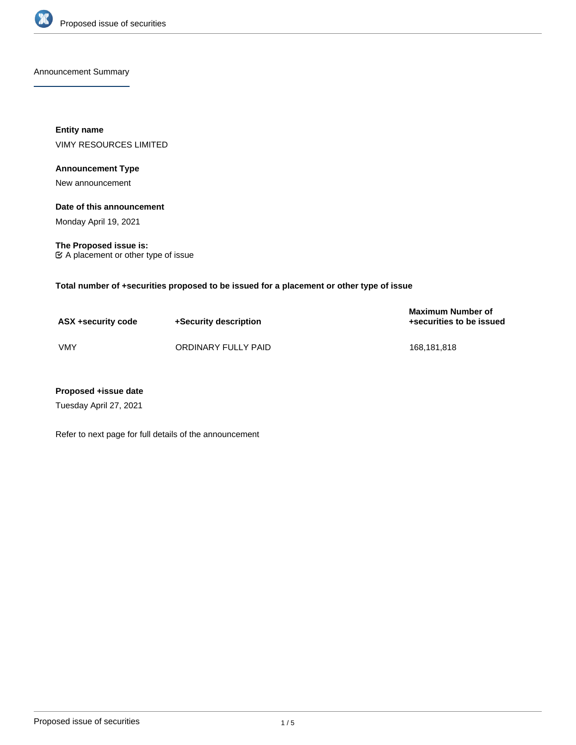## Announcement Summary

**Entity name**

VIMY RESOURCES LIMITED

**Announcement Type**

New announcement

**Date of this announcement**

Monday April 19, 2021

**The Proposed issue is:**

☑ A placement or other type of issue

**Total number of +securities proposed to be issued for a placement or other type of issue**

| ASX +security code | +Security description | Maximum Number of +securities to be issued |
| --- | --- | --- |
| VMY | ORDINARY FULLY PAID | 168,181,818 |

**Proposed +issue date**

Tuesday April 27, 2021

Refer to next page for full details of the announcement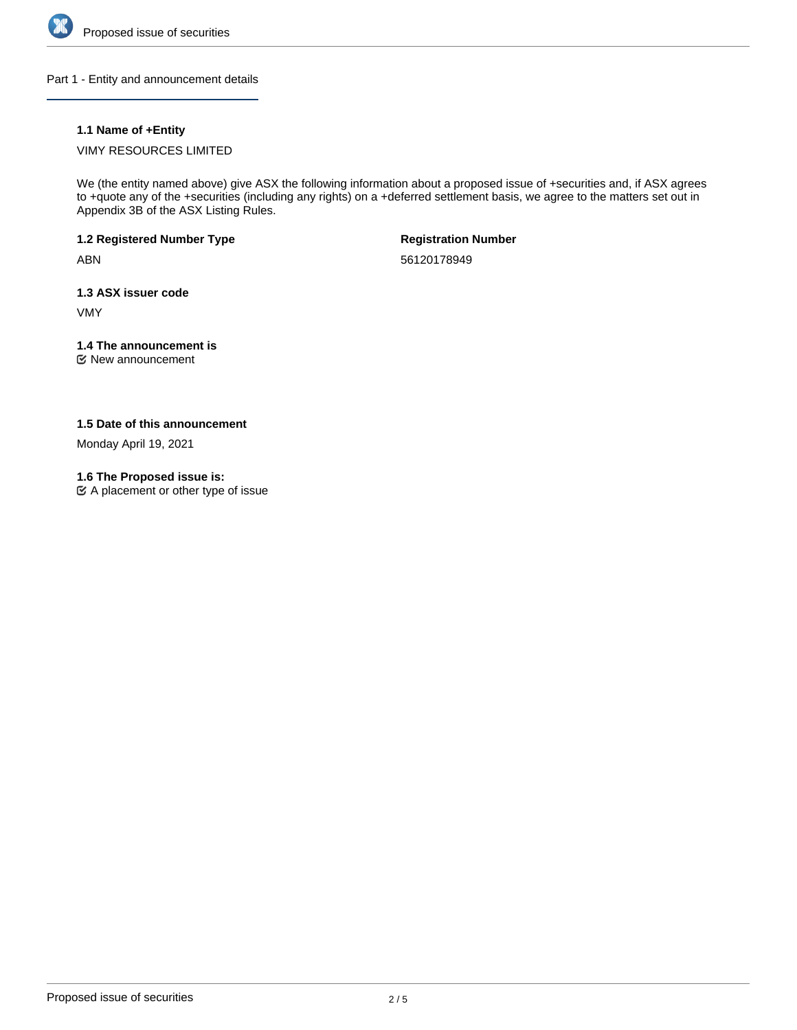## Part 1 - Entity and announcement details

**1.1 Name of +Entity**

VIMY RESOURCES LIMITED

We (the entity named above) give ASX the following information about a proposed issue of +securities and, if ASX agrees to +quote any of the +securities (including any rights) on a +deferred settlement basis, we agree to the matters set out in Appendix 3B of the ASX Listing Rules.

**1.2 Registered Number Type**

ABN

**Registration Number**

56120178949

**1.3 ASX issuer code**

VMY

**1.4 The announcement is**

New announcement

**1.5 Date of this announcement**

Monday April 19, 2021

**1.6 The Proposed issue is:**

A placement or other type of issue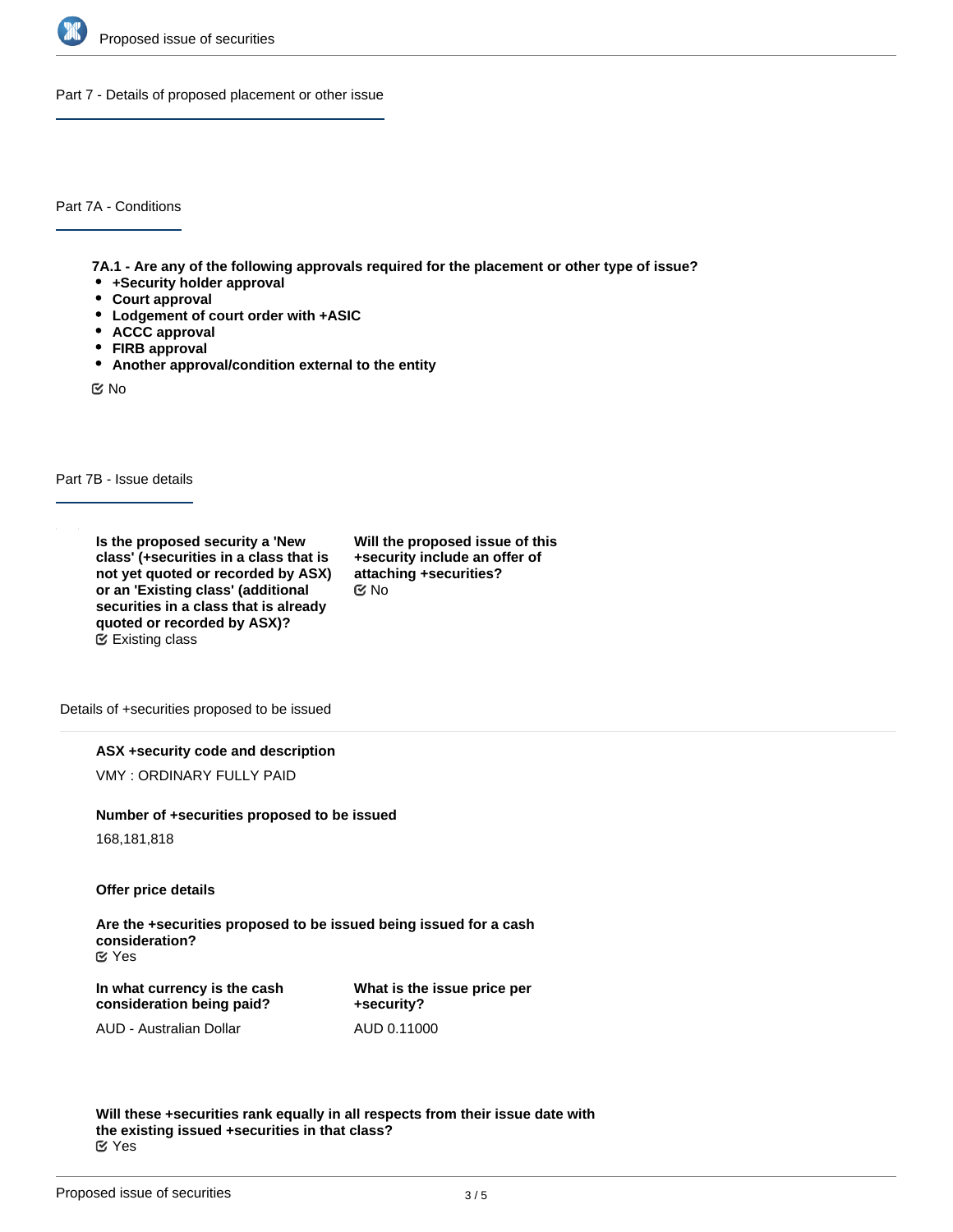## Part 7 - Details of proposed placement or other issue

### Part 7A - Conditions

**7A.1 - Are any of the following approvals required for the placement or other type of issue?**

- **+Security holder approval**
- **Court approval**
- **Lodgement of court order with +ASIC**
- **ACCC approval**
- **FIRB approval**
- **Another approval/condition external to the entity**

No

### Part 7B - Issue details

**Is the proposed security a 'New class' (+securities in a class that is not yet quoted or recorded by ASX) or an 'Existing class' (additional securities in a class that is already quoted or recorded by ASX)?**
Existing class

**Will the proposed issue of this +security include an offer of attaching +securities?**
No

Details of +securities proposed to be issued

**ASX +security code and description**

VMY : ORDINARY FULLY PAID

**Number of +securities proposed to be issued**

168,181,818

**Offer price details**

**Are the +securities proposed to be issued being issued for a cash consideration?**
Yes

**In what currency is the cash consideration being paid?**

AUD - Australian Dollar

**What is the issue price per +security?**

AUD 0.11000

**Will these +securities rank equally in all respects from their issue date with the existing issued +securities in that class?**
Yes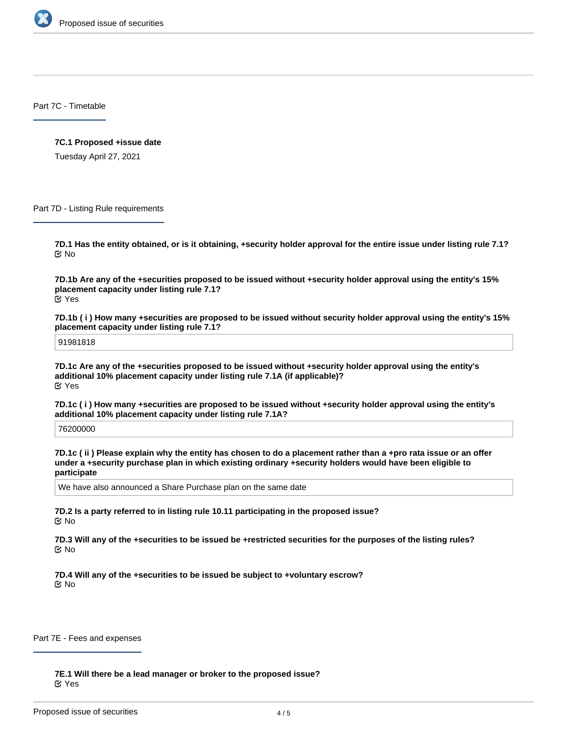## Part 7C - Timetable

**7C.1 Proposed +issue date**

Tuesday April 27, 2021

## Part 7D - Listing Rule requirements

**7D.1 Has the entity obtained, or is it obtaining, +security holder approval for the entire issue under listing rule 7.1?**

No

**7D.1b Are any of the +securities proposed to be issued without +security holder approval using the entity's 15% placement capacity under listing rule 7.1?**

Yes

**7D.1b ( i ) How many +securities are proposed to be issued without security holder approval using the entity's 15% placement capacity under listing rule 7.1?**

91981818

**7D.1c Are any of the +securities proposed to be issued without +security holder approval using the entity's additional 10% placement capacity under listing rule 7.1A (if applicable)?**

Yes

**7D.1c ( i ) How many +securities are proposed to be issued without +security holder approval using the entity's additional 10% placement capacity under listing rule 7.1A?**

76200000

**7D.1c ( ii ) Please explain why the entity has chosen to do a placement rather than a +pro rata issue or an offer under a +security purchase plan in which existing ordinary +security holders would have been eligible to participate**

We have also announced a Share Purchase plan on the same date

**7D.2 Is a party referred to in listing rule 10.11 participating in the proposed issue?**

No

**7D.3 Will any of the +securities to be issued be +restricted securities for the purposes of the listing rules?**

No

**7D.4 Will any of the +securities to be issued be subject to +voluntary escrow?**

No

## Part 7E - Fees and expenses

**7E.1 Will there be a lead manager or broker to the proposed issue?**

Yes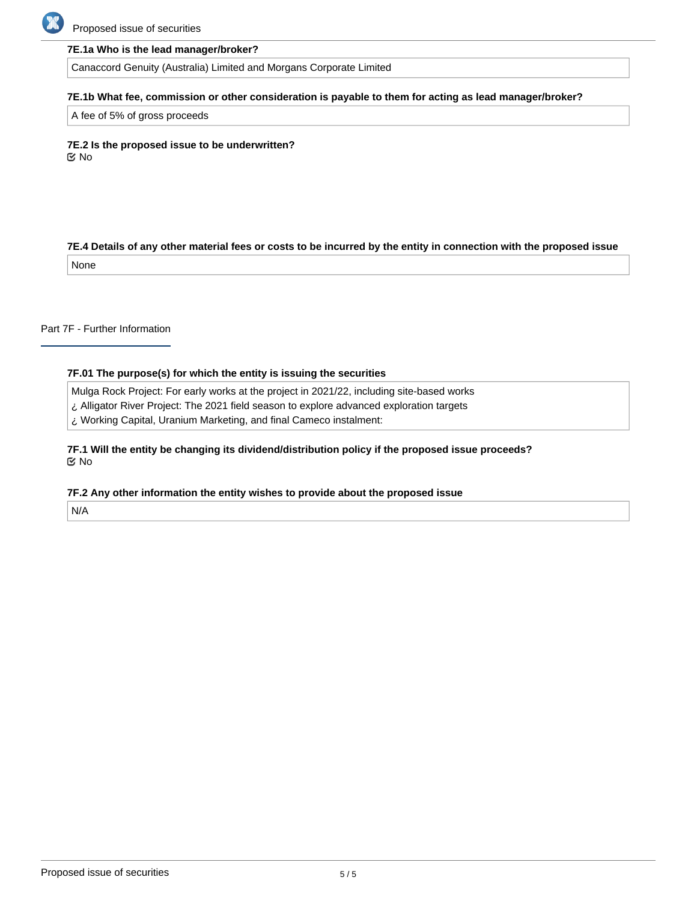**7E.1a Who is the lead manager/broker?**

Canaccord Genuity (Australia) Limited and Morgans Corporate Limited

**7E.1b What fee, commission or other consideration is payable to them for acting as lead manager/broker?**

A fee of 5% of gross proceeds

**7E.2 Is the proposed issue to be underwritten?**

☑ No

**7E.4 Details of any other material fees or costs to be incurred by the entity in connection with the proposed issue**

None

## Part 7F - Further Information

**7F.01 The purpose(s) for which the entity is issuing the securities**

Mulga Rock Project: For early works at the project in 2021/22, including site-based works
¿ Alligator River Project: The 2021 field season to explore advanced exploration targets
¿ Working Capital, Uranium Marketing, and final Cameco instalment:

**7F.1 Will the entity be changing its dividend/distribution policy if the proposed issue proceeds?**

☑ No

**7F.2 Any other information the entity wishes to provide about the proposed issue**

N/A